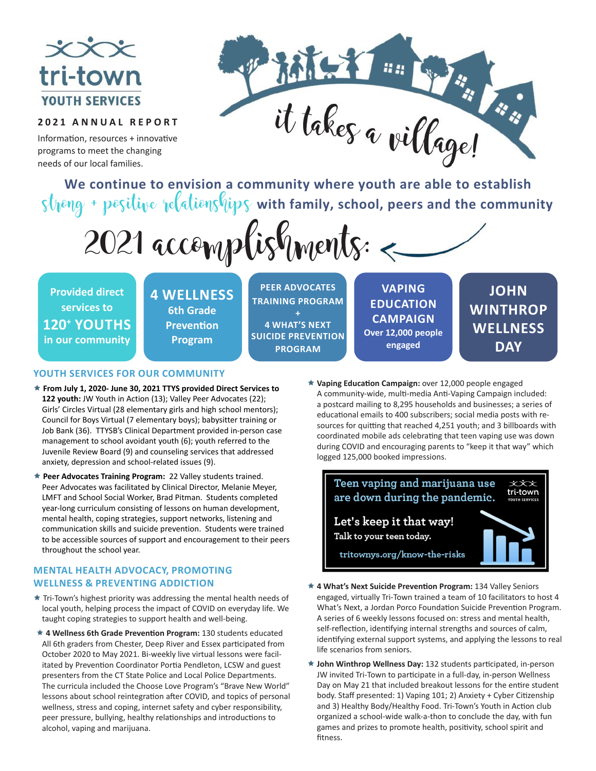# tri-town YOUTH SERVICES

**2021 ANNUAL REPORT**

Information, resources + innovative programs to meet the changing needs of our local families.

*it takes a village!*

**We continue to envision a community where youth are able to establish** *strong + positive relationships* **with family, school, peers and the community**

## 2021 accomplishments:

- **Provided direct services to 120+ YOUTHS in our community**
- **4 WELLNESS 6th Grade Prevention Program**
- **PEER ADVOCATES TRAINING PROGRAM + 4 WHAT'S NEXT SUICIDE PREVENTION PROGRAM**
- **VAPING EDUCATION CAMPAIGN** Over 12,000 people engaged
- **JOHN WINTHROP WELLNESS DAY**

## YOUTH SERVICES FOR OUR COMMUNITY

★ **From July 1, 2020- June 30, 2021 TTYS provided Direct Services to 122 youth:** JW Youth in Action (13); Valley Peer Advocates (22); Girls' Circles Virtual (28 elementary girls and high school mentors); Council for Boys Virtual (7 elementary boys); babysitter training or Job Bank (36). TTYSB's Clinical Department provided in-person case management to school avoidant youth (6); youth referred to the Juvenile Review Board (9) and counseling services that addressed anxiety, depression and school-related issues (9).

★ **Peer Advocates Training Program:** 22 Valley students trained. Peer Advocates was facilitated by Clinical Director, Melanie Meyer, LMFT and School Social Worker, Brad Pitman. Students completed year-long curriculum consisting of lessons on human development, mental health, coping strategies, support networks, listening and communication skills and suicide prevention. Students were trained to be accessible sources of support and encouragement to their peers throughout the school year.

## MENTAL HEALTH ADVOCACY, PROMOTING WELLNESS & PREVENTING ADDICTION

★ Tri-Town's highest priority was addressing the mental health needs of local youth, helping process the impact of COVID on everyday life. We taught coping strategies to support health and well-being.

★ **4 Wellness 6th Grade Prevention Program:** 130 students educated All 6th graders from Chester, Deep River and Essex participated from October 2020 to May 2021. Bi-weekly live virtual lessons were facilitated by Prevention Coordinator Portia Pendleton, LCSW and guest presenters from the CT State Police and Local Police Departments. The curricula included the Choose Love Program's "Brave New World" lessons about school reintegration after COVID, and topics of personal wellness, stress and coping, internet safety and cyber responsibility, peer pressure, bullying, healthy relationships and introductions to alcohol, vaping and marijuana.

★ **Vaping Education Campaign:** over 12,000 people engaged A community-wide, multi-media Anti-Vaping Campaign included: a postcard mailing to 8,295 households and businesses; a series of educational emails to 400 subscribers; social media posts with resources for quitting that reached 4,251 youth; and 3 billboards with coordinated mobile ads celebrating that teen vaping use was down during COVID and encouraging parents to "keep it that way" which logged 125,000 booked impressions.

> Teen vaping and marijuana use are down during the pandemic.
>
> **Let's keep it that way!**
> Talk to your teen today.
>
> tritownys.org/know-the-risks
>
> tri-town YOUTH SERVICES

★ **4 What's Next Suicide Prevention Program:** 134 Valley Seniors engaged, virtually Tri-Town trained a team of 10 facilitators to host 4 What's Next, a Jordan Porco Foundation Suicide Prevention Program. A series of 6 weekly lessons focused on: stress and mental health, self-reflection, identifying internal strengths and sources of calm, identifying external support systems, and applying the lessons to real life scenarios from seniors.

★ **John Winthrop Wellness Day:** 132 students participated, in-person JW invited Tri-Town to participate in a full-day, in-person Wellness Day on May 21 that included breakout lessons for the entire student body. Staff presented: 1) Vaping 101; 2) Anxiety + Cyber Citizenship and 3) Healthy Body/Healthy Food. Tri-Town's Youth in Action club organized a school-wide walk-a-thon to conclude the day, with fun games and prizes to promote health, positivity, school spirit and fitness.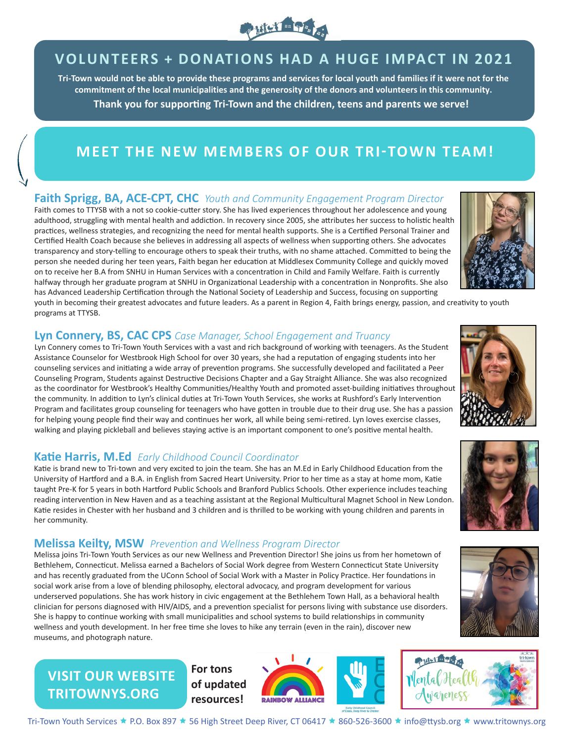## VOLUNTEERS + DONATIONS HAD A HUGE IMPACT IN 2021

**Tri-Town would not be able to provide these programs and services for local youth and families if it were not for the commitment of the local municipalities and the generosity of the donors and volunteers in this community.**

**Thank you for supporting Tri-Town and the children, teens and parents we serve!**

## MEET THE NEW MEMBERS OF OUR TRI-TOWN TEAM!

### Faith Sprigg, BA, ACE-CPT, CHC *Youth and Community Engagement Program Director*

Faith comes to TTYSB with a not so cookie-cutter story. She has lived experiences throughout her adolescence and young adulthood, struggling with mental health and addiction. In recovery since 2005, she attributes her success to holistic health practices, wellness strategies, and recognizing the need for mental health supports. She is a Certified Personal Trainer and Certified Health Coach because she believes in addressing all aspects of wellness when supporting others. She advocates transparency and story-telling to encourage others to speak their truths, with no shame attached. Committed to being the person she needed during her teen years, Faith began her education at Middlesex Community College and quickly moved on to receive her B.A from SNHU in Human Services with a concentration in Child and Family Welfare. Faith is currently halfway through her graduate program at SNHU in Organizational Leadership with a concentration in Nonprofits. She also has Advanced Leadership Certification through the National Society of Leadership and Success, focusing on supporting youth in becoming their greatest advocates and future leaders. As a parent in Region 4, Faith brings energy, passion, and creativity to youth programs at TTYSB.

### Lyn Connery, BS, CAC CPS *Case Manager, School Engagement and Truancy*

Lyn Connery comes to Tri-Town Youth Services with a vast and rich background of working with teenagers. As the Student Assistance Counselor for Westbrook High School for over 30 years, she had a reputation of engaging students into her counseling services and initiating a wide array of prevention programs. She successfully developed and facilitated a Peer Counseling Program, Students against Destructive Decisions Chapter and a Gay Straight Alliance. She was also recognized as the coordinator for Westbrook's Healthy Communities/Healthy Youth and promoted asset-building initiatives throughout the community. In addition to Lyn's clinical duties at Tri-Town Youth Services, she works at Rushford's Early Intervention Program and facilitates group counseling for teenagers who have gotten in trouble due to their drug use. She has a passion for helping young people find their way and continues her work, all while being semi-retired. Lyn loves exercise classes, walking and playing pickleball and believes staying active is an important component to one's positive mental health.

### Katie Harris, M.Ed *Early Childhood Council Coordinator*

Katie is brand new to Tri-town and very excited to join the team. She has an M.Ed in Early Childhood Education from the University of Hartford and a B.A. in English from Sacred Heart University. Prior to her time as a stay at home mom, Katie taught Pre-K for 5 years in both Hartford Public Schools and Branford Publics Schools. Other experience includes teaching reading intervention in New Haven and as a teaching assistant at the Regional Multicultural Magnet School in New London. Katie resides in Chester with her husband and 3 children and is thrilled to be working with young children and parents in her community.

### Melissa Keilty, MSW *Prevention and Wellness Program Director*

Melissa joins Tri-Town Youth Services as our new Wellness and Prevention Director! She joins us from her hometown of Bethlehem, Connecticut. Melissa earned a Bachelors of Social Work degree from Western Connecticut State University and has recently graduated from the UConn School of Social Work with a Master in Policy Practice. Her foundations in social work arise from a love of blending philosophy, electoral advocacy, and program development for various underserved populations. She has work history in civic engagement at the Bethlehem Town Hall, as a behavioral health clinician for persons diagnosed with HIV/AIDS, and a prevention specialist for persons living with substance use disorders. She is happy to continue working with small municipalities and school systems to build relationships in community wellness and youth development. In her free time she loves to hike any terrain (even in the rain), discover new museums, and photograph nature.

**VISIT OUR WEBSITE TRITOWNYS.ORG**

**For tons of updated resources!**

RAINBOW ALLIANCE

Early Childhood Council of Essex, Deep River & Chester

Mental Health Awareness

Tri-Town Youth Services ★ P.O. Box 897 ★ 56 High Street Deep River, CT 06417 ★ 860-526-3600 ★ info@ttysb.org ★ www.tritownys.org